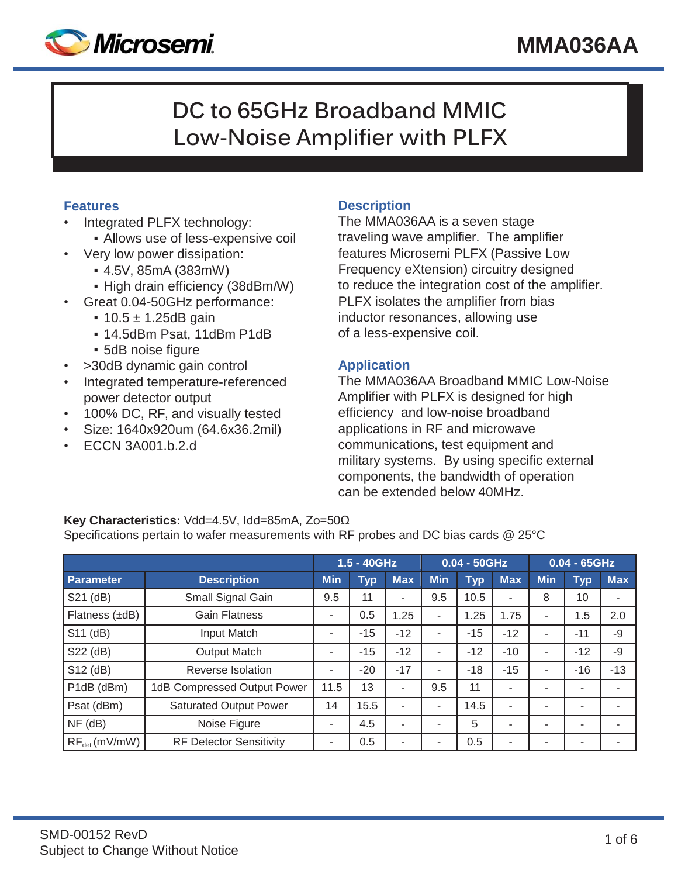# MMA036AA

## DC to 65GHz Broadband MMIC Low-Noise Amplifier with PLFX

### Features

- Integrated PLFX technology:
  - Allows use of less-expensive coil
- Very low power dissipation:
  - 4.5V, 85mA (383mW)
  - High drain efficiency (38dBm/W)
- Great 0.04-50GHz performance:
  - 10.5 ± 1.25dB gain
  - 14.5dBm Psat, 11dBm P1dB
  - 5dB noise figure
- >30dB dynamic gain control
- Integrated temperature-referenced power detector output
- 100% DC, RF, and visually tested
- Size: 1640x920um (64.6x36.2mil)
- ECCN 3A001.b.2.d

### Description

The MMA036AA is a seven stage traveling wave amplifier. The amplifier features Microsemi PLFX (Passive Low Frequency eXtension) circuitry designed to reduce the integration cost of the amplifier. PLFX isolates the amplifier from bias inductor resonances, allowing use of a less-expensive coil.

### Application

The MMA036AA Broadband MMIC Low-Noise Amplifier with PLFX is designed for high efficiency and low-noise broadband applications in RF and microwave communications, test equipment and military systems. By using specific external components, the bandwidth of operation can be extended below 40MHz.

**Key Characteristics:** Vdd=4.5V, Idd=85mA, Zo=50Ω

Specifications pertain to wafer measurements with RF probes and DC bias cards @ 25°C

| | | 1.5 - 40GHz | | | 0.04 - 50GHz | | | 0.04 - 65GHz | | |
|---|---|---|---|---|---|---|---|---|---|---|
| **Parameter** | **Description** | **Min** | **Typ** | **Max** | **Min** | **Typ** | **Max** | **Min** | **Typ** | **Max** |
| S21 (dB) | Small Signal Gain | 9.5 | 11 | - | 9.5 | 10.5 | - | 8 | 10 | - |
| Flatness (±dB) | Gain Flatness | - | 0.5 | 1.25 | - | 1.25 | 1.75 | - | 1.5 | 2.0 |
| S11 (dB) | Input Match | - | -15 | -12 | - | -15 | -12 | - | -11 | -9 |
| S22 (dB) | Output Match | - | -15 | -12 | - | -12 | -10 | - | -12 | -9 |
| S12 (dB) | Reverse Isolation | - | -20 | -17 | - | -18 | -15 | - | -16 | -13 |
| P1dB (dBm) | 1dB Compressed Output Power | 11.5 | 13 | - | 9.5 | 11 | - | - | - | - |
| Psat (dBm) | Saturated Output Power | 14 | 15.5 | - | - | 14.5 | - | - | - | - |
| NF (dB) | Noise Figure | - | 4.5 | - | - | 5 | - | - | - | - |
| $RF_{det}$ (mV/mW) | RF Detector Sensitivity | - | 0.5 | - | - | 0.5 | - | - | - | - |

SMD-00152 RevD
Subject to Change Without Notice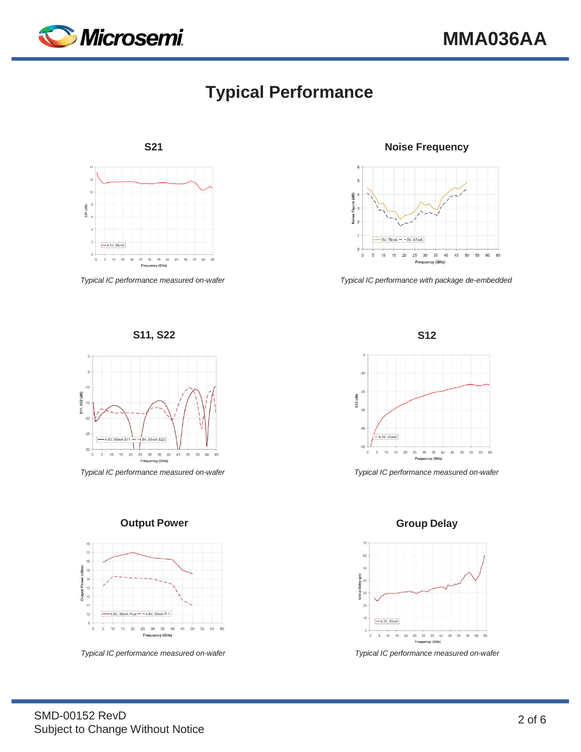# Typical Performance

### S21

*Typical IC performance measured on-wafer*

### Noise Frequency

*Typical IC performance with package de-embedded*

### S11, S22

*Typical IC performance measured on-wafer*

### S12

*Typical IC performance measured on-wafer*

### Output Power

*Typical IC performance measured on-wafer*

### Group Delay

*Typical IC performance measured on-wafer*

SMD-00152 RevD
Subject to Change Without Notice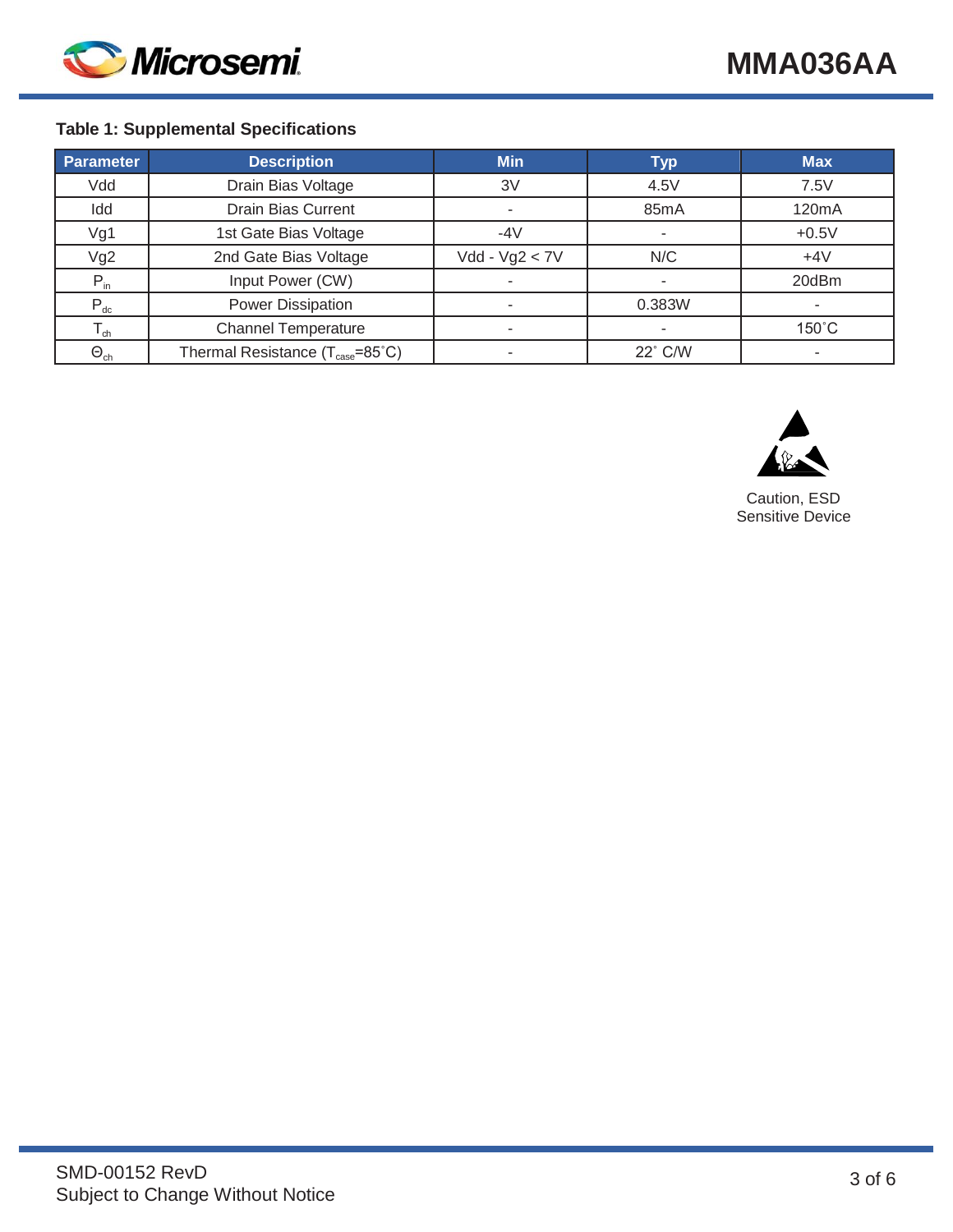**Table 1: Supplemental Specifications**

| Parameter | Description | Min | Typ | Max |
|---|---|---|---|---|
| Vdd | Drain Bias Voltage | 3V | 4.5V | 7.5V |
| Idd | Drain Bias Current | - | 85mA | 120mA |
| Vg1 | 1st Gate Bias Voltage | -4V | - | +0.5V |
| Vg2 | 2nd Gate Bias Voltage | Vdd - Vg2 < 7V | N/C | +4V |
| $P_{in}$ | Input Power (CW) | - | - | 20dBm |
| $P_{dc}$ | Power Dissipation | - | 0.383W | - |
| $T_{ch}$ | Channel Temperature | - | - | 150˚C |
| $\Theta_{ch}$ | Thermal Resistance ($T_{case}$=85˚C) | - | 22˚ C/W | - |

Caution, ESD Sensitive Device

SMD-00152 RevD
Subject to Change Without Notice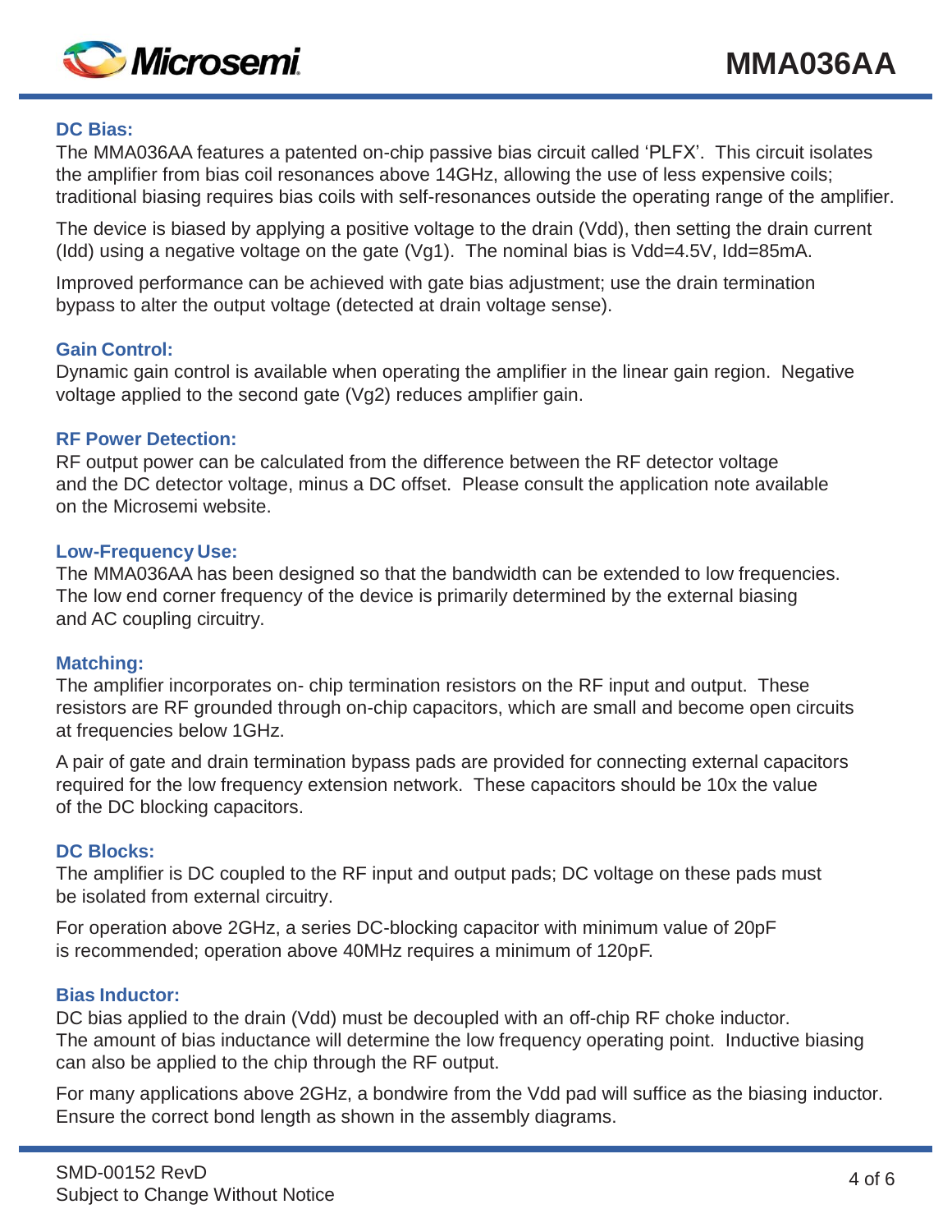## DC Bias:

The MMA036AA features a patented on-chip passive bias circuit called 'PLFX'. This circuit isolates the amplifier from bias coil resonances above 14GHz, allowing the use of less expensive coils; traditional biasing requires bias coils with self-resonances outside the operating range of the amplifier.

The device is biased by applying a positive voltage to the drain (Vdd), then setting the drain current (Idd) using a negative voltage on the gate (Vg1). The nominal bias is Vdd=4.5V, Idd=85mA.

Improved performance can be achieved with gate bias adjustment; use the drain termination bypass to alter the output voltage (detected at drain voltage sense).

## Gain Control:

Dynamic gain control is available when operating the amplifier in the linear gain region. Negative voltage applied to the second gate (Vg2) reduces amplifier gain.

## RF Power Detection:

RF output power can be calculated from the difference between the RF detector voltage and the DC detector voltage, minus a DC offset. Please consult the application note available on the Microsemi website.

## Low-Frequency Use:

The MMA036AA has been designed so that the bandwidth can be extended to low frequencies. The low end corner frequency of the device is primarily determined by the external biasing and AC coupling circuitry.

## Matching:

The amplifier incorporates on- chip termination resistors on the RF input and output. These resistors are RF grounded through on-chip capacitors, which are small and become open circuits at frequencies below 1GHz.

A pair of gate and drain termination bypass pads are provided for connecting external capacitors required for the low frequency extension network. These capacitors should be 10x the value of the DC blocking capacitors.

## DC Blocks:

The amplifier is DC coupled to the RF input and output pads; DC voltage on these pads must be isolated from external circuitry.

For operation above 2GHz, a series DC-blocking capacitor with minimum value of 20pF is recommended; operation above 40MHz requires a minimum of 120pF.

## Bias Inductor:

DC bias applied to the drain (Vdd) must be decoupled with an off-chip RF choke inductor. The amount of bias inductance will determine the low frequency operating point. Inductive biasing can also be applied to the chip through the RF output.

For many applications above 2GHz, a bondwire from the Vdd pad will suffice as the biasing inductor. Ensure the correct bond length as shown in the assembly diagrams.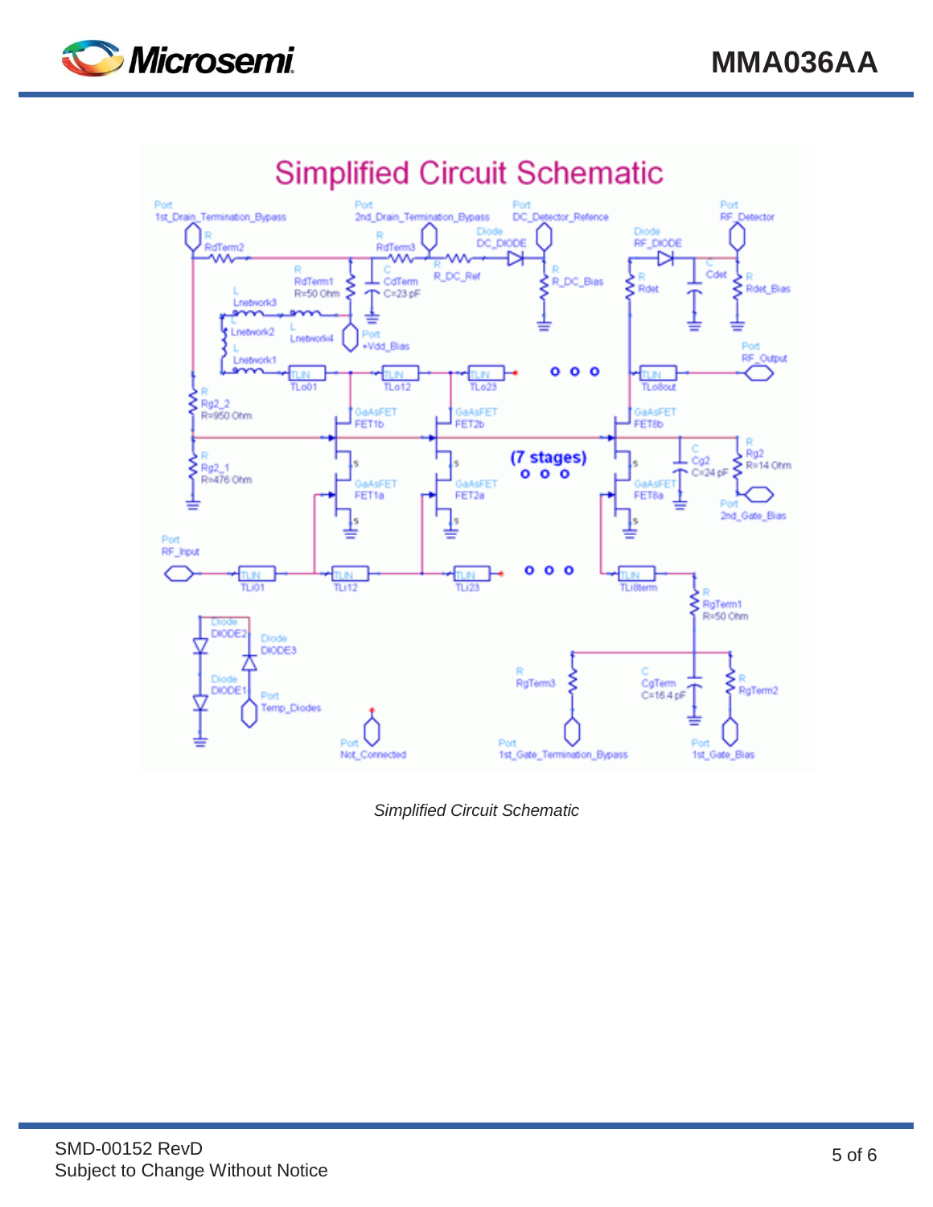# Simplified Circuit Schematic

*Simplified Circuit Schematic*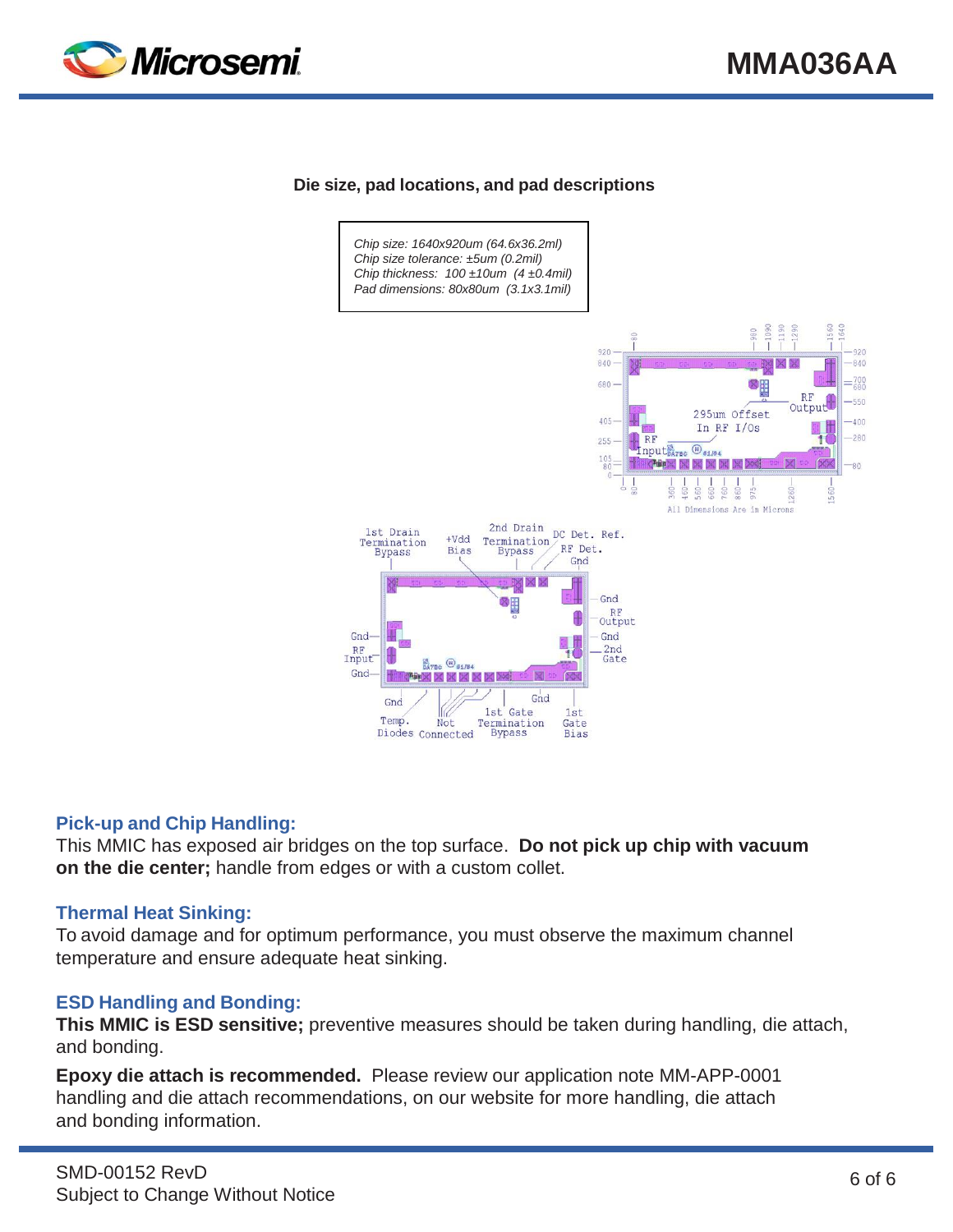**Die size, pad locations, and pad descriptions**

*Chip size: 1640x920um (64.6x36.2ml)*
*Chip size tolerance: ±5um (0.2mil)*
*Chip thickness: 100 ±10um (4 ±0.4mil)*
*Pad dimensions: 80x80um (3.1x3.1mil)*

### Pick-up and Chip Handling:

This MMIC has exposed air bridges on the top surface. **Do not pick up chip with vacuum on the die center;** handle from edges or with a custom collet.

### Thermal Heat Sinking:

To avoid damage and for optimum performance, you must observe the maximum channel temperature and ensure adequate heat sinking.

### ESD Handling and Bonding:

**This MMIC is ESD sensitive;** preventive measures should be taken during handling, die attach, and bonding.

**Epoxy die attach is recommended.** Please review our application note MM-APP-0001 handling and die attach recommendations, on our website for more handling, die attach and bonding information.

SMD-00152 RevD
Subject to Change Without Notice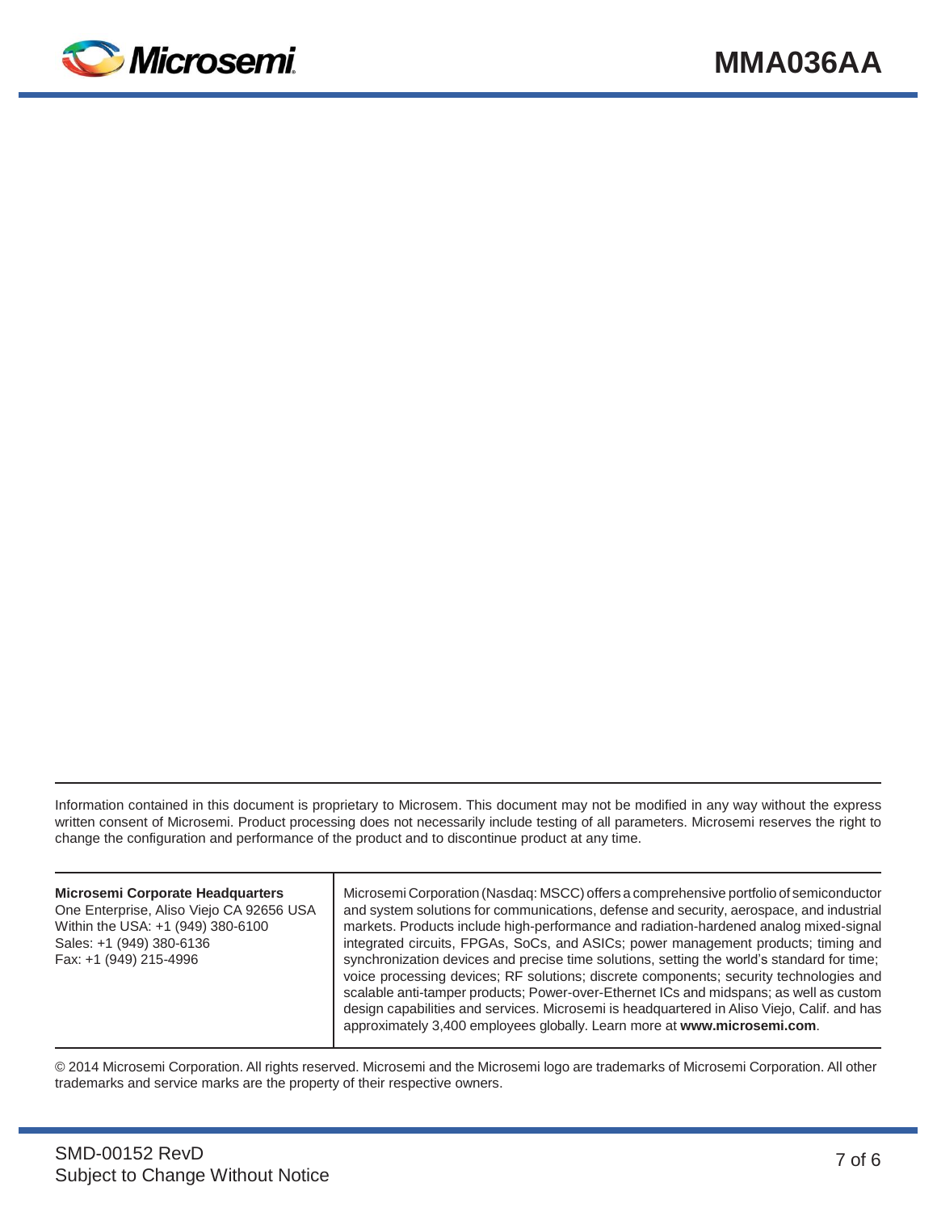Information contained in this document is proprietary to Microsem. This document may not be modified in any way without the express written consent of Microsemi. Product processing does not necessarily include testing of all parameters. Microsemi reserves the right to change the configuration and performance of the product and to discontinue product at any time.

**Microsemi Corporate Headquarters**
One Enterprise, Aliso Viejo CA 92656 USA
Within the USA: +1 (949) 380-6100
Sales: +1 (949) 380-6136
Fax: +1 (949) 215-4996

Microsemi Corporation (Nasdaq: MSCC) offers a comprehensive portfolio of semiconductor and system solutions for communications, defense and security, aerospace, and industrial markets. Products include high-performance and radiation-hardened analog mixed-signal integrated circuits, FPGAs, SoCs, and ASICs; power management products; timing and synchronization devices and precise time solutions, setting the world's standard for time; voice processing devices; RF solutions; discrete components; security technologies and scalable anti-tamper products; Power-over-Ethernet ICs and midspans; as well as custom design capabilities and services. Microsemi is headquartered in Aliso Viejo, Calif. and has approximately 3,400 employees globally. Learn more at **www.microsemi.com**.

© 2014 Microsemi Corporation. All rights reserved. Microsemi and the Microsemi logo are trademarks of Microsemi Corporation. All other trademarks and service marks are the property of their respective owners.

SMD-00152 RevD
Subject to Change Without Notice